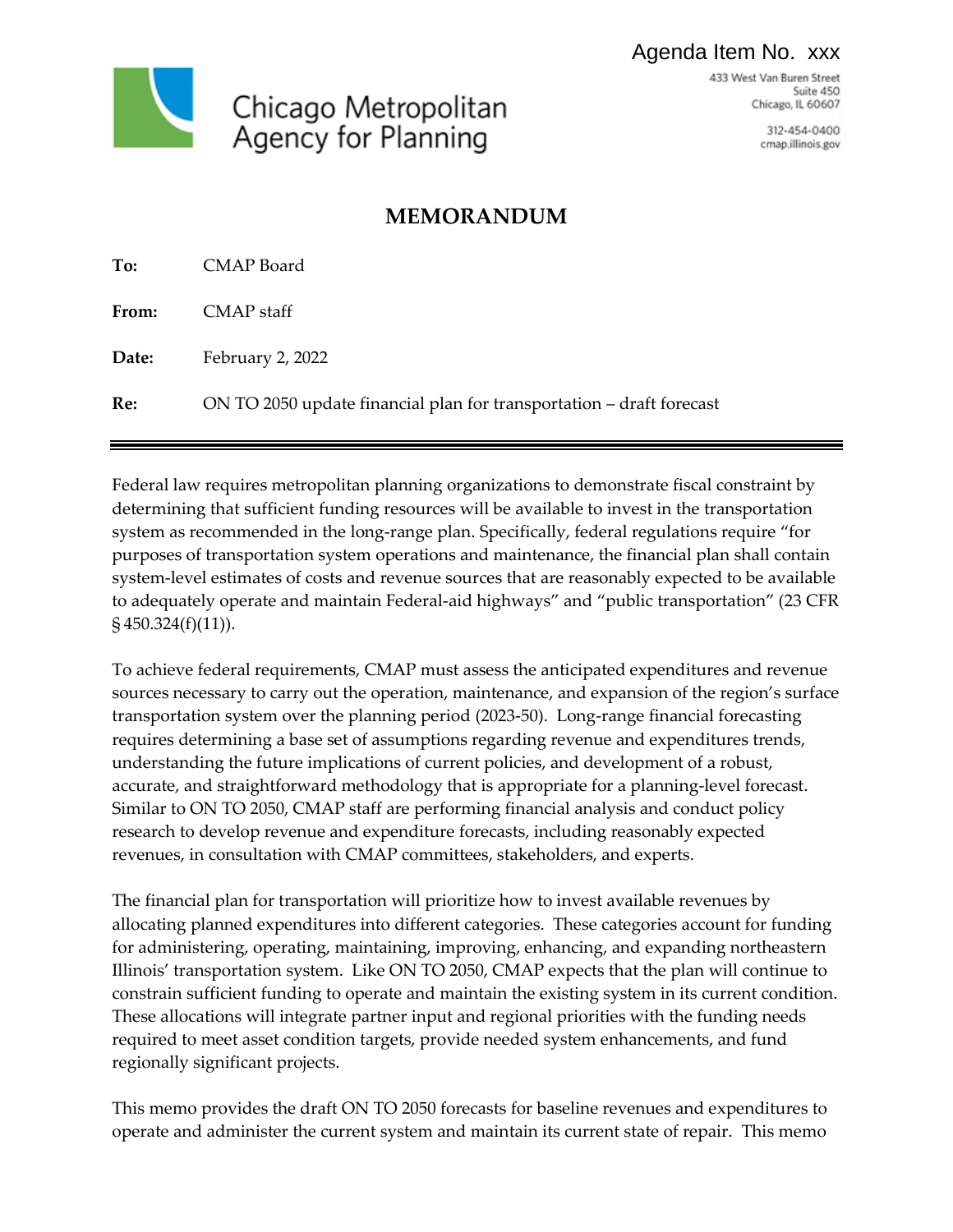Agenda Item No. xxx

Chicago Metropolitan Agency for Planning

433 West Van Buren Street
Suite 450
Chicago, IL 60607

312-454-0400
cmap.illinois.gov

# MEMORANDUM

**To:** CMAP Board

**From:** CMAP staff

**Date:** February 2, 2022

**Re:** ON TO 2050 update financial plan for transportation – draft forecast

---

Federal law requires metropolitan planning organizations to demonstrate fiscal constraint by determining that sufficient funding resources will be available to invest in the transportation system as recommended in the long-range plan. Specifically, federal regulations require "for purposes of transportation system operations and maintenance, the financial plan shall contain system-level estimates of costs and revenue sources that are reasonably expected to be available to adequately operate and maintain Federal-aid highways" and "public transportation" (23 CFR § 450.324(f)(11)).

To achieve federal requirements, CMAP must assess the anticipated expenditures and revenue sources necessary to carry out the operation, maintenance, and expansion of the region's surface transportation system over the planning period (2023-50). Long-range financial forecasting requires determining a base set of assumptions regarding revenue and expenditures trends, understanding the future implications of current policies, and development of a robust, accurate, and straightforward methodology that is appropriate for a planning-level forecast. Similar to ON TO 2050, CMAP staff are performing financial analysis and conduct policy research to develop revenue and expenditure forecasts, including reasonably expected revenues, in consultation with CMAP committees, stakeholders, and experts.

The financial plan for transportation will prioritize how to invest available revenues by allocating planned expenditures into different categories. These categories account for funding for administering, operating, maintaining, improving, enhancing, and expanding northeastern Illinois' transportation system. Like ON TO 2050, CMAP expects that the plan will continue to constrain sufficient funding to operate and maintain the existing system in its current condition. These allocations will integrate partner input and regional priorities with the funding needs required to meet asset condition targets, provide needed system enhancements, and fund regionally significant projects.

This memo provides the draft ON TO 2050 forecasts for baseline revenues and expenditures to operate and administer the current system and maintain its current state of repair. This memo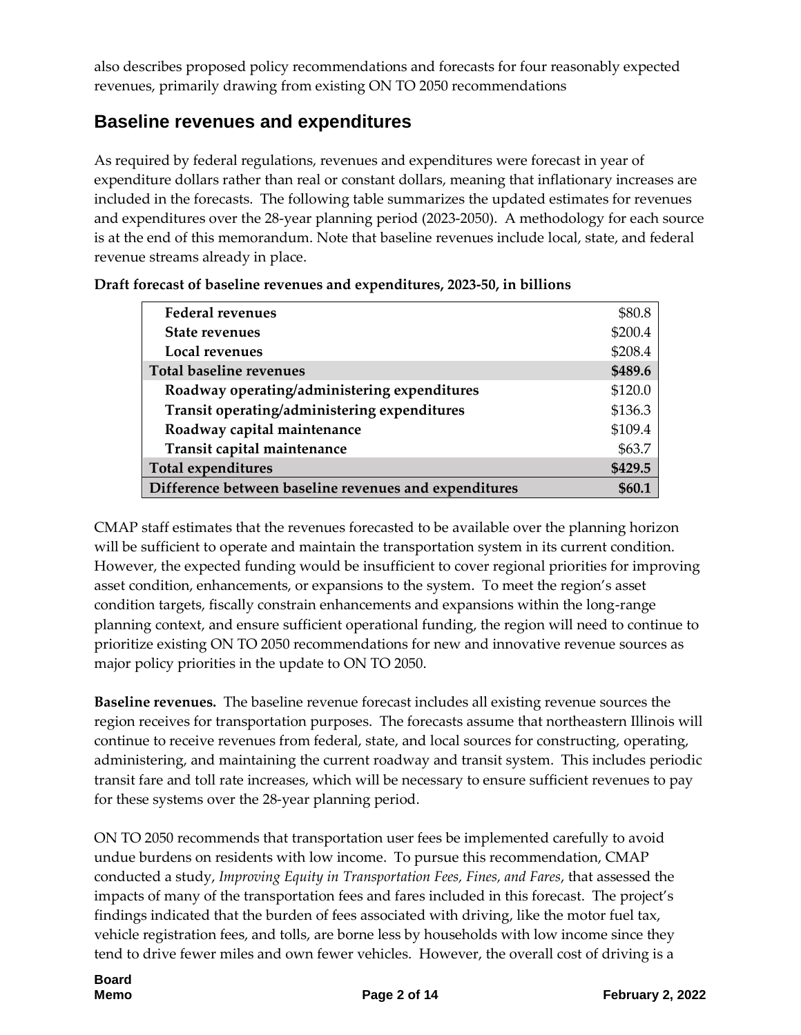also describes proposed policy recommendations and forecasts for four reasonably expected revenues, primarily drawing from existing ON TO 2050 recommendations

## Baseline revenues and expenditures

As required by federal regulations, revenues and expenditures were forecast in year of expenditure dollars rather than real or constant dollars, meaning that inflationary increases are included in the forecasts. The following table summarizes the updated estimates for revenues and expenditures over the 28-year planning period (2023-2050). A methodology for each source is at the end of this memorandum. Note that baseline revenues include local, state, and federal revenue streams already in place.

**Draft forecast of baseline revenues and expenditures, 2023-50, in billions**

| | |
|---|---:|
| **Federal revenues** | $80.8 |
| **State revenues** | $200.4 |
| **Local revenues** | $208.4 |
| **Total baseline revenues** | **$489.6** |
| **Roadway operating/administering expenditures** | $120.0 |
| **Transit operating/administering expenditures** | $136.3 |
| **Roadway capital maintenance** | $109.4 |
| **Transit capital maintenance** | $63.7 |
| **Total expenditures** | **$429.5** |
| **Difference between baseline revenues and expenditures** | **$60.1** |

CMAP staff estimates that the revenues forecasted to be available over the planning horizon will be sufficient to operate and maintain the transportation system in its current condition. However, the expected funding would be insufficient to cover regional priorities for improving asset condition, enhancements, or expansions to the system. To meet the region's asset condition targets, fiscally constrain enhancements and expansions within the long-range planning context, and ensure sufficient operational funding, the region will need to continue to prioritize existing ON TO 2050 recommendations for new and innovative revenue sources as major policy priorities in the update to ON TO 2050.

**Baseline revenues.** The baseline revenue forecast includes all existing revenue sources the region receives for transportation purposes. The forecasts assume that northeastern Illinois will continue to receive revenues from federal, state, and local sources for constructing, operating, administering, and maintaining the current roadway and transit system. This includes periodic transit fare and toll rate increases, which will be necessary to ensure sufficient revenues to pay for these systems over the 28-year planning period.

ON TO 2050 recommends that transportation user fees be implemented carefully to avoid undue burdens on residents with low income. To pursue this recommendation, CMAP conducted a study, *Improving Equity in Transportation Fees, Fines, and Fares*, that assessed the impacts of many of the transportation fees and fares included in this forecast. The project's findings indicated that the burden of fees associated with driving, like the motor fuel tax, vehicle registration fees, and tolls, are borne less by households with low income since they tend to drive fewer miles and own fewer vehicles. However, the overall cost of driving is a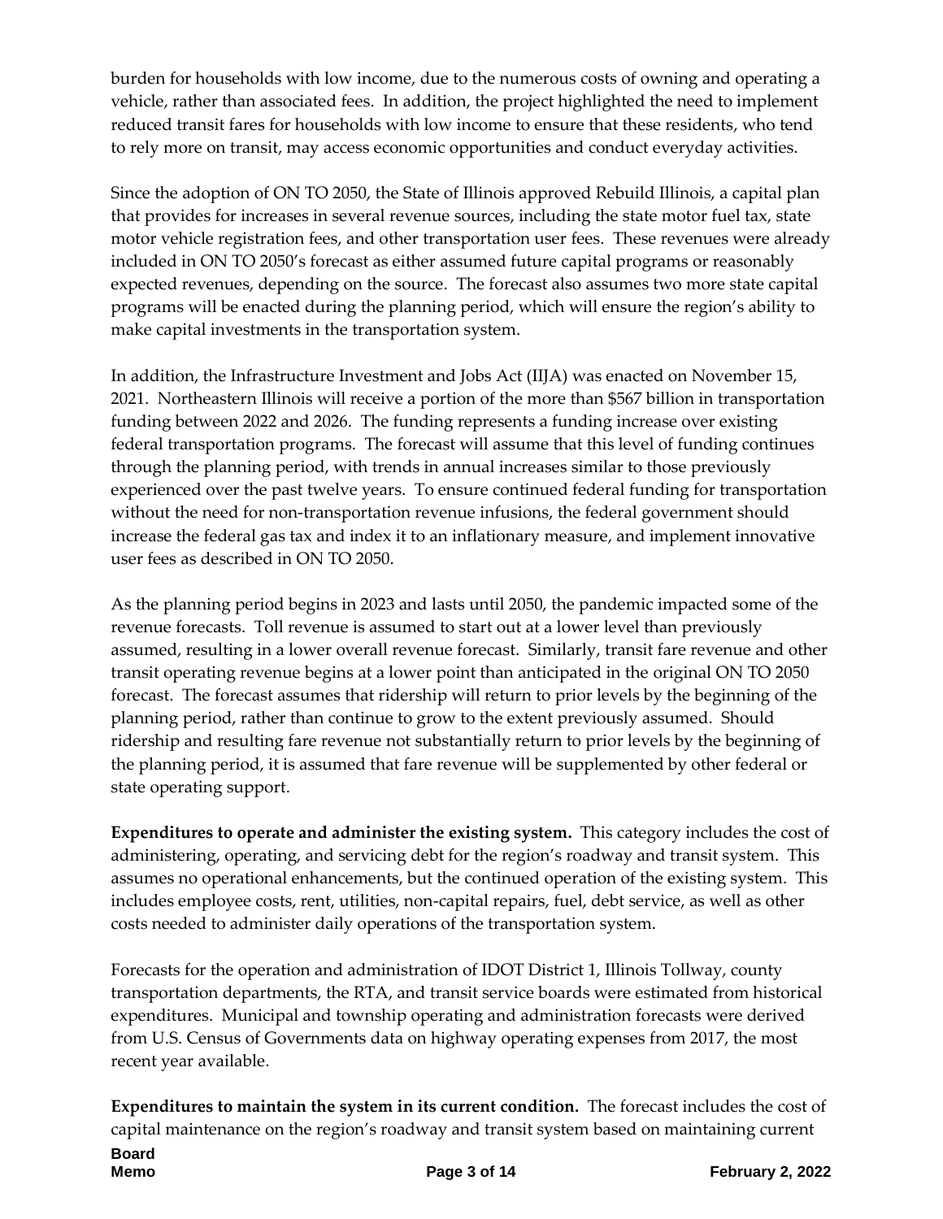burden for households with low income, due to the numerous costs of owning and operating a vehicle, rather than associated fees. In addition, the project highlighted the need to implement reduced transit fares for households with low income to ensure that these residents, who tend to rely more on transit, may access economic opportunities and conduct everyday activities.

Since the adoption of ON TO 2050, the State of Illinois approved Rebuild Illinois, a capital plan that provides for increases in several revenue sources, including the state motor fuel tax, state motor vehicle registration fees, and other transportation user fees. These revenues were already included in ON TO 2050's forecast as either assumed future capital programs or reasonably expected revenues, depending on the source. The forecast also assumes two more state capital programs will be enacted during the planning period, which will ensure the region's ability to make capital investments in the transportation system.

In addition, the Infrastructure Investment and Jobs Act (IIJA) was enacted on November 15, 2021. Northeastern Illinois will receive a portion of the more than $567 billion in transportation funding between 2022 and 2026. The funding represents a funding increase over existing federal transportation programs. The forecast will assume that this level of funding continues through the planning period, with trends in annual increases similar to those previously experienced over the past twelve years. To ensure continued federal funding for transportation without the need for non-transportation revenue infusions, the federal government should increase the federal gas tax and index it to an inflationary measure, and implement innovative user fees as described in ON TO 2050.

As the planning period begins in 2023 and lasts until 2050, the pandemic impacted some of the revenue forecasts. Toll revenue is assumed to start out at a lower level than previously assumed, resulting in a lower overall revenue forecast. Similarly, transit fare revenue and other transit operating revenue begins at a lower point than anticipated in the original ON TO 2050 forecast. The forecast assumes that ridership will return to prior levels by the beginning of the planning period, rather than continue to grow to the extent previously assumed. Should ridership and resulting fare revenue not substantially return to prior levels by the beginning of the planning period, it is assumed that fare revenue will be supplemented by other federal or state operating support.

**Expenditures to operate and administer the existing system.** This category includes the cost of administering, operating, and servicing debt for the region's roadway and transit system. This assumes no operational enhancements, but the continued operation of the existing system. This includes employee costs, rent, utilities, non-capital repairs, fuel, debt service, as well as other costs needed to administer daily operations of the transportation system.

Forecasts for the operation and administration of IDOT District 1, Illinois Tollway, county transportation departments, the RTA, and transit service boards were estimated from historical expenditures. Municipal and township operating and administration forecasts were derived from U.S. Census of Governments data on highway operating expenses from 2017, the most recent year available.

**Expenditures to maintain the system in its current condition.** The forecast includes the cost of capital maintenance on the region's roadway and transit system based on maintaining current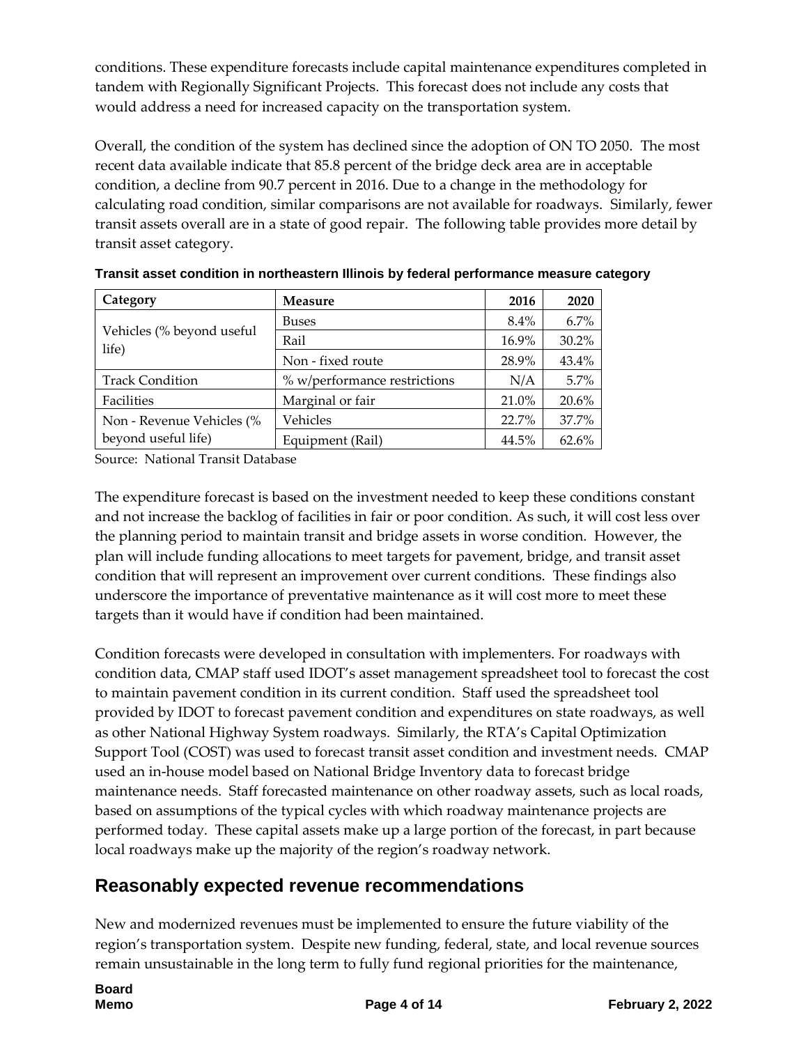conditions. These expenditure forecasts include capital maintenance expenditures completed in tandem with Regionally Significant Projects. This forecast does not include any costs that would address a need for increased capacity on the transportation system.

Overall, the condition of the system has declined since the adoption of ON TO 2050. The most recent data available indicate that 85.8 percent of the bridge deck area are in acceptable condition, a decline from 90.7 percent in 2016. Due to a change in the methodology for calculating road condition, similar comparisons are not available for roadways. Similarly, fewer transit assets overall are in a state of good repair. The following table provides more detail by transit asset category.

**Transit asset condition in northeastern Illinois by federal performance measure category**

| Category | Measure | 2016 | 2020 |
|---|---|---|---|
| Vehicles (% beyond useful life) | Buses | 8.4% | 6.7% |
| | Rail | 16.9% | 30.2% |
| | Non - fixed route | 28.9% | 43.4% |
| Track Condition | % w/performance restrictions | N/A | 5.7% |
| Facilities | Marginal or fair | 21.0% | 20.6% |
| Non - Revenue Vehicles (% beyond useful life) | Vehicles | 22.7% | 37.7% |
| | Equipment (Rail) | 44.5% | 62.6% |

Source: National Transit Database

The expenditure forecast is based on the investment needed to keep these conditions constant and not increase the backlog of facilities in fair or poor condition. As such, it will cost less over the planning period to maintain transit and bridge assets in worse condition. However, the plan will include funding allocations to meet targets for pavement, bridge, and transit asset condition that will represent an improvement over current conditions. These findings also underscore the importance of preventative maintenance as it will cost more to meet these targets than it would have if condition had been maintained.

Condition forecasts were developed in consultation with implementers. For roadways with condition data, CMAP staff used IDOT's asset management spreadsheet tool to forecast the cost to maintain pavement condition in its current condition. Staff used the spreadsheet tool provided by IDOT to forecast pavement condition and expenditures on state roadways, as well as other National Highway System roadways. Similarly, the RTA's Capital Optimization Support Tool (COST) was used to forecast transit asset condition and investment needs. CMAP used an in-house model based on National Bridge Inventory data to forecast bridge maintenance needs. Staff forecasted maintenance on other roadway assets, such as local roads, based on assumptions of the typical cycles with which roadway maintenance projects are performed today. These capital assets make up a large portion of the forecast, in part because local roadways make up the majority of the region's roadway network.

## Reasonably expected revenue recommendations

New and modernized revenues must be implemented to ensure the future viability of the region's transportation system. Despite new funding, federal, state, and local revenue sources remain unsustainable in the long term to fully fund regional priorities for the maintenance,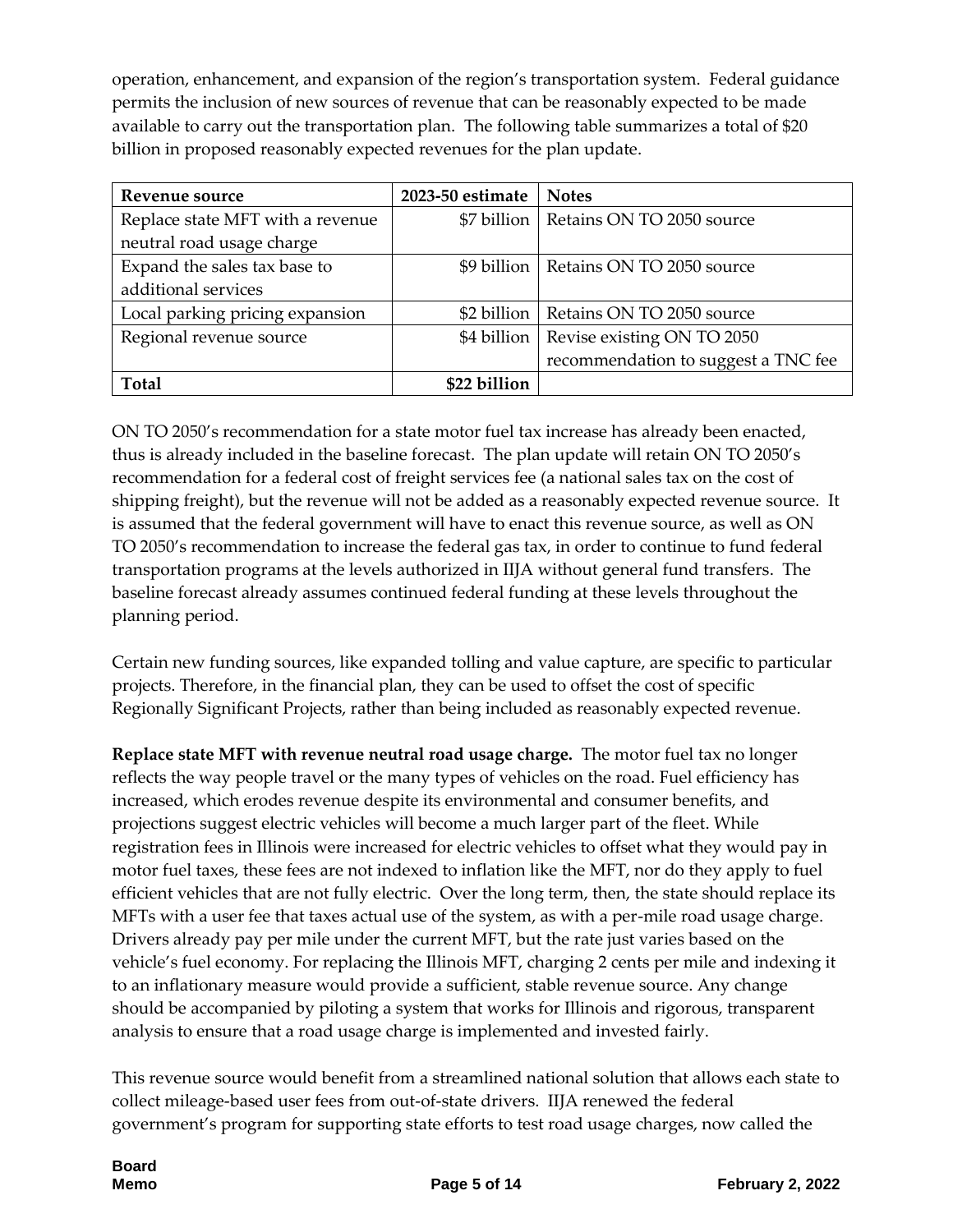operation, enhancement, and expansion of the region's transportation system. Federal guidance permits the inclusion of new sources of revenue that can be reasonably expected to be made available to carry out the transportation plan. The following table summarizes a total of $20 billion in proposed reasonably expected revenues for the plan update.

| Revenue source | 2023-50 estimate | Notes |
|---|---|---|
| Replace state MFT with a revenue neutral road usage charge | $7 billion | Retains ON TO 2050 source |
| Expand the sales tax base to additional services | $9 billion | Retains ON TO 2050 source |
| Local parking pricing expansion | $2 billion | Retains ON TO 2050 source |
| Regional revenue source | $4 billion | Revise existing ON TO 2050 recommendation to suggest a TNC fee |
| **Total** | **$22 billion** | |

ON TO 2050's recommendation for a state motor fuel tax increase has already been enacted, thus is already included in the baseline forecast. The plan update will retain ON TO 2050's recommendation for a federal cost of freight services fee (a national sales tax on the cost of shipping freight), but the revenue will not be added as a reasonably expected revenue source. It is assumed that the federal government will have to enact this revenue source, as well as ON TO 2050's recommendation to increase the federal gas tax, in order to continue to fund federal transportation programs at the levels authorized in IIJA without general fund transfers. The baseline forecast already assumes continued federal funding at these levels throughout the planning period.

Certain new funding sources, like expanded tolling and value capture, are specific to particular projects. Therefore, in the financial plan, they can be used to offset the cost of specific Regionally Significant Projects, rather than being included as reasonably expected revenue.

**Replace state MFT with revenue neutral road usage charge.** The motor fuel tax no longer reflects the way people travel or the many types of vehicles on the road. Fuel efficiency has increased, which erodes revenue despite its environmental and consumer benefits, and projections suggest electric vehicles will become a much larger part of the fleet. While registration fees in Illinois were increased for electric vehicles to offset what they would pay in motor fuel taxes, these fees are not indexed to inflation like the MFT, nor do they apply to fuel efficient vehicles that are not fully electric. Over the long term, then, the state should replace its MFTs with a user fee that taxes actual use of the system, as with a per-mile road usage charge. Drivers already pay per mile under the current MFT, but the rate just varies based on the vehicle's fuel economy. For replacing the Illinois MFT, charging 2 cents per mile and indexing it to an inflationary measure would provide a sufficient, stable revenue source. Any change should be accompanied by piloting a system that works for Illinois and rigorous, transparent analysis to ensure that a road usage charge is implemented and invested fairly.

This revenue source would benefit from a streamlined national solution that allows each state to collect mileage-based user fees from out-of-state drivers. IIJA renewed the federal government's program for supporting state efforts to test road usage charges, now called the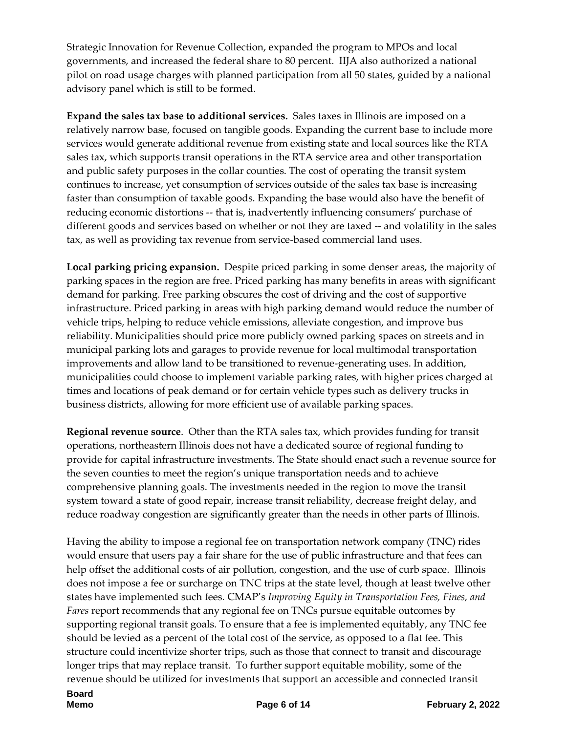Strategic Innovation for Revenue Collection, expanded the program to MPOs and local governments, and increased the federal share to 80 percent. IIJA also authorized a national pilot on road usage charges with planned participation from all 50 states, guided by a national advisory panel which is still to be formed.

**Expand the sales tax base to additional services.** Sales taxes in Illinois are imposed on a relatively narrow base, focused on tangible goods. Expanding the current base to include more services would generate additional revenue from existing state and local sources like the RTA sales tax, which supports transit operations in the RTA service area and other transportation and public safety purposes in the collar counties. The cost of operating the transit system continues to increase, yet consumption of services outside of the sales tax base is increasing faster than consumption of taxable goods. Expanding the base would also have the benefit of reducing economic distortions -- that is, inadvertently influencing consumers' purchase of different goods and services based on whether or not they are taxed -- and volatility in the sales tax, as well as providing tax revenue from service-based commercial land uses.

**Local parking pricing expansion.** Despite priced parking in some denser areas, the majority of parking spaces in the region are free. Priced parking has many benefits in areas with significant demand for parking. Free parking obscures the cost of driving and the cost of supportive infrastructure. Priced parking in areas with high parking demand would reduce the number of vehicle trips, helping to reduce vehicle emissions, alleviate congestion, and improve bus reliability. Municipalities should price more publicly owned parking spaces on streets and in municipal parking lots and garages to provide revenue for local multimodal transportation improvements and allow land to be transitioned to revenue-generating uses. In addition, municipalities could choose to implement variable parking rates, with higher prices charged at times and locations of peak demand or for certain vehicle types such as delivery trucks in business districts, allowing for more efficient use of available parking spaces.

**Regional revenue source**. Other than the RTA sales tax, which provides funding for transit operations, northeastern Illinois does not have a dedicated source of regional funding to provide for capital infrastructure investments. The State should enact such a revenue source for the seven counties to meet the region's unique transportation needs and to achieve comprehensive planning goals. The investments needed in the region to move the transit system toward a state of good repair, increase transit reliability, decrease freight delay, and reduce roadway congestion are significantly greater than the needs in other parts of Illinois.

Having the ability to impose a regional fee on transportation network company (TNC) rides would ensure that users pay a fair share for the use of public infrastructure and that fees can help offset the additional costs of air pollution, congestion, and the use of curb space. Illinois does not impose a fee or surcharge on TNC trips at the state level, though at least twelve other states have implemented such fees. CMAP's *Improving Equity in Transportation Fees, Fines, and Fares* report recommends that any regional fee on TNCs pursue equitable outcomes by supporting regional transit goals. To ensure that a fee is implemented equitably, any TNC fee should be levied as a percent of the total cost of the service, as opposed to a flat fee. This structure could incentivize shorter trips, such as those that connect to transit and discourage longer trips that may replace transit. To further support equitable mobility, some of the revenue should be utilized for investments that support an accessible and connected transit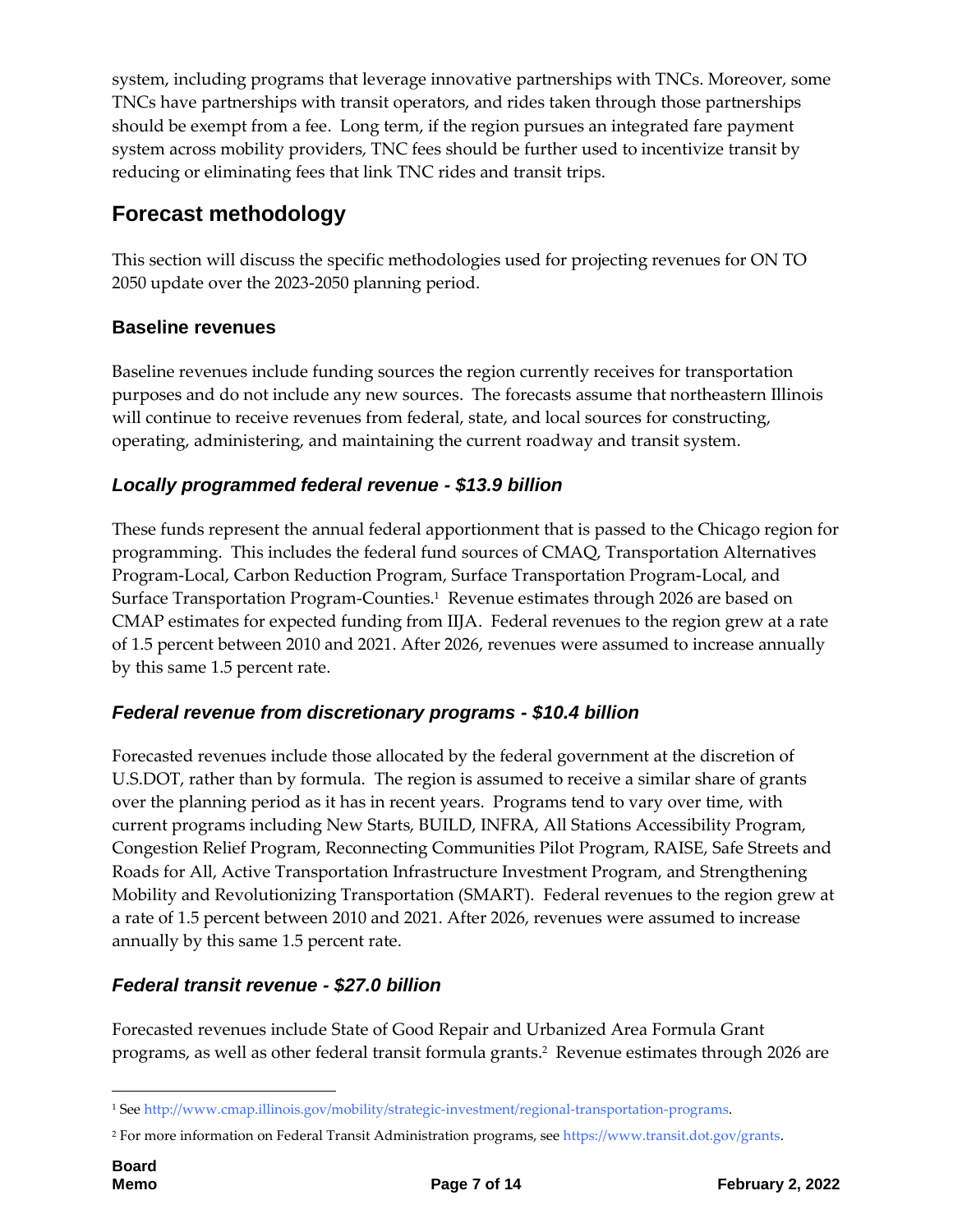system, including programs that leverage innovative partnerships with TNCs. Moreover, some TNCs have partnerships with transit operators, and rides taken through those partnerships should be exempt from a fee. Long term, if the region pursues an integrated fare payment system across mobility providers, TNC fees should be further used to incentivize transit by reducing or eliminating fees that link TNC rides and transit trips.

## Forecast methodology

This section will discuss the specific methodologies used for projecting revenues for ON TO 2050 update over the 2023-2050 planning period.

### Baseline revenues

Baseline revenues include funding sources the region currently receives for transportation purposes and do not include any new sources. The forecasts assume that northeastern Illinois will continue to receive revenues from federal, state, and local sources for constructing, operating, administering, and maintaining the current roadway and transit system.

#### *Locally programmed federal revenue - $13.9 billion*

These funds represent the annual federal apportionment that is passed to the Chicago region for programming. This includes the federal fund sources of CMAQ, Transportation Alternatives Program-Local, Carbon Reduction Program, Surface Transportation Program-Local, and Surface Transportation Program-Counties.[1] Revenue estimates through 2026 are based on CMAP estimates for expected funding from IIJA. Federal revenues to the region grew at a rate of 1.5 percent between 2010 and 2021. After 2026, revenues were assumed to increase annually by this same 1.5 percent rate.

#### *Federal revenue from discretionary programs - $10.4 billion*

Forecasted revenues include those allocated by the federal government at the discretion of U.S.DOT, rather than by formula. The region is assumed to receive a similar share of grants over the planning period as it has in recent years. Programs tend to vary over time, with current programs including New Starts, BUILD, INFRA, All Stations Accessibility Program, Congestion Relief Program, Reconnecting Communities Pilot Program, RAISE, Safe Streets and Roads for All, Active Transportation Infrastructure Investment Program, and Strengthening Mobility and Revolutionizing Transportation (SMART). Federal revenues to the region grew at a rate of 1.5 percent between 2010 and 2021. After 2026, revenues were assumed to increase annually by this same 1.5 percent rate.

#### *Federal transit revenue - $27.0 billion*

Forecasted revenues include State of Good Repair and Urbanized Area Formula Grant programs, as well as other federal transit formula grants.[2] Revenue estimates through 2026 are

[1] See http://www.cmap.illinois.gov/mobility/strategic-investment/regional-transportation-programs.

[2] For more information on Federal Transit Administration programs, see https://www.transit.dot.gov/grants.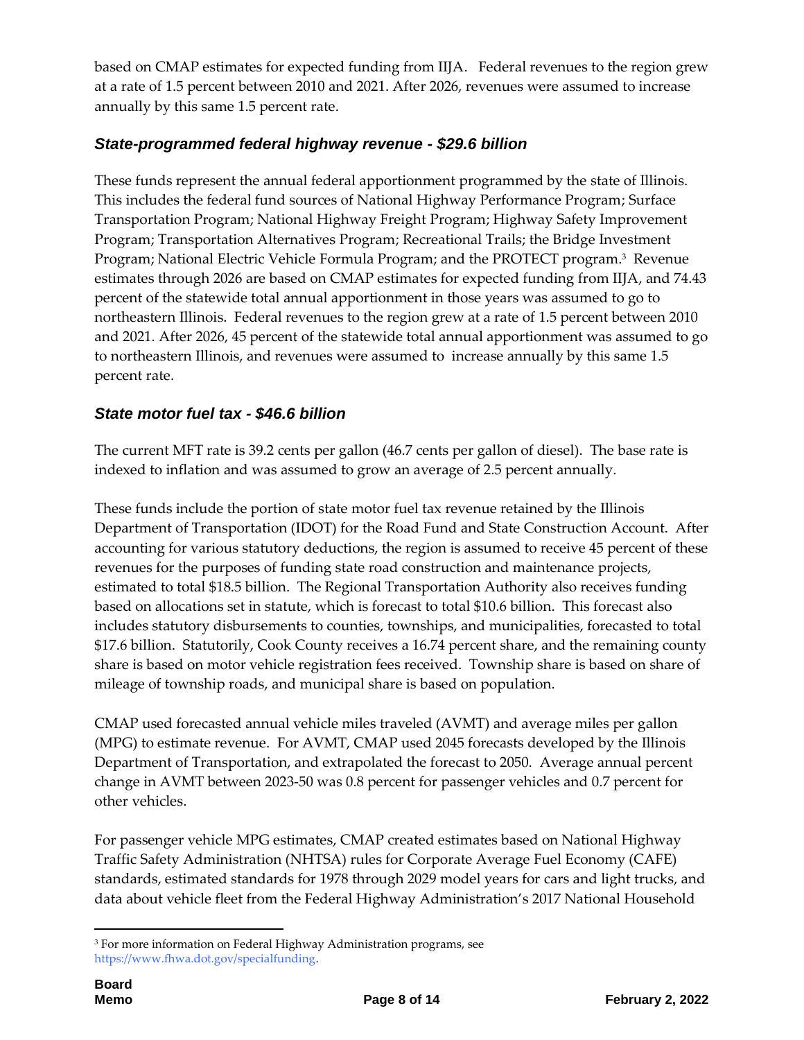based on CMAP estimates for expected funding from IIJA. Federal revenues to the region grew at a rate of 1.5 percent between 2010 and 2021. After 2026, revenues were assumed to increase annually by this same 1.5 percent rate.

### *State-programmed federal highway revenue - $29.6 billion*

These funds represent the annual federal apportionment programmed by the state of Illinois. This includes the federal fund sources of National Highway Performance Program; Surface Transportation Program; National Highway Freight Program; Highway Safety Improvement Program; Transportation Alternatives Program; Recreational Trails; the Bridge Investment Program; National Electric Vehicle Formula Program; and the PROTECT program.[3] Revenue estimates through 2026 are based on CMAP estimates for expected funding from IIJA, and 74.43 percent of the statewide total annual apportionment in those years was assumed to go to northeastern Illinois. Federal revenues to the region grew at a rate of 1.5 percent between 2010 and 2021. After 2026, 45 percent of the statewide total annual apportionment was assumed to go to northeastern Illinois, and revenues were assumed to increase annually by this same 1.5 percent rate.

### *State motor fuel tax - $46.6 billion*

The current MFT rate is 39.2 cents per gallon (46.7 cents per gallon of diesel). The base rate is indexed to inflation and was assumed to grow an average of 2.5 percent annually.

These funds include the portion of state motor fuel tax revenue retained by the Illinois Department of Transportation (IDOT) for the Road Fund and State Construction Account. After accounting for various statutory deductions, the region is assumed to receive 45 percent of these revenues for the purposes of funding state road construction and maintenance projects, estimated to total $18.5 billion. The Regional Transportation Authority also receives funding based on allocations set in statute, which is forecast to total $10.6 billion. This forecast also includes statutory disbursements to counties, townships, and municipalities, forecasted to total $17.6 billion. Statutorily, Cook County receives a 16.74 percent share, and the remaining county share is based on motor vehicle registration fees received. Township share is based on share of mileage of township roads, and municipal share is based on population.

CMAP used forecasted annual vehicle miles traveled (AVMT) and average miles per gallon (MPG) to estimate revenue. For AVMT, CMAP used 2045 forecasts developed by the Illinois Department of Transportation, and extrapolated the forecast to 2050. Average annual percent change in AVMT between 2023-50 was 0.8 percent for passenger vehicles and 0.7 percent for other vehicles.

For passenger vehicle MPG estimates, CMAP created estimates based on National Highway Traffic Safety Administration (NHTSA) rules for Corporate Average Fuel Economy (CAFE) standards, estimated standards for 1978 through 2029 model years for cars and light trucks, and data about vehicle fleet from the Federal Highway Administration's 2017 National Household

---

[3] For more information on Federal Highway Administration programs, see https://www.fhwa.dot.gov/specialfunding.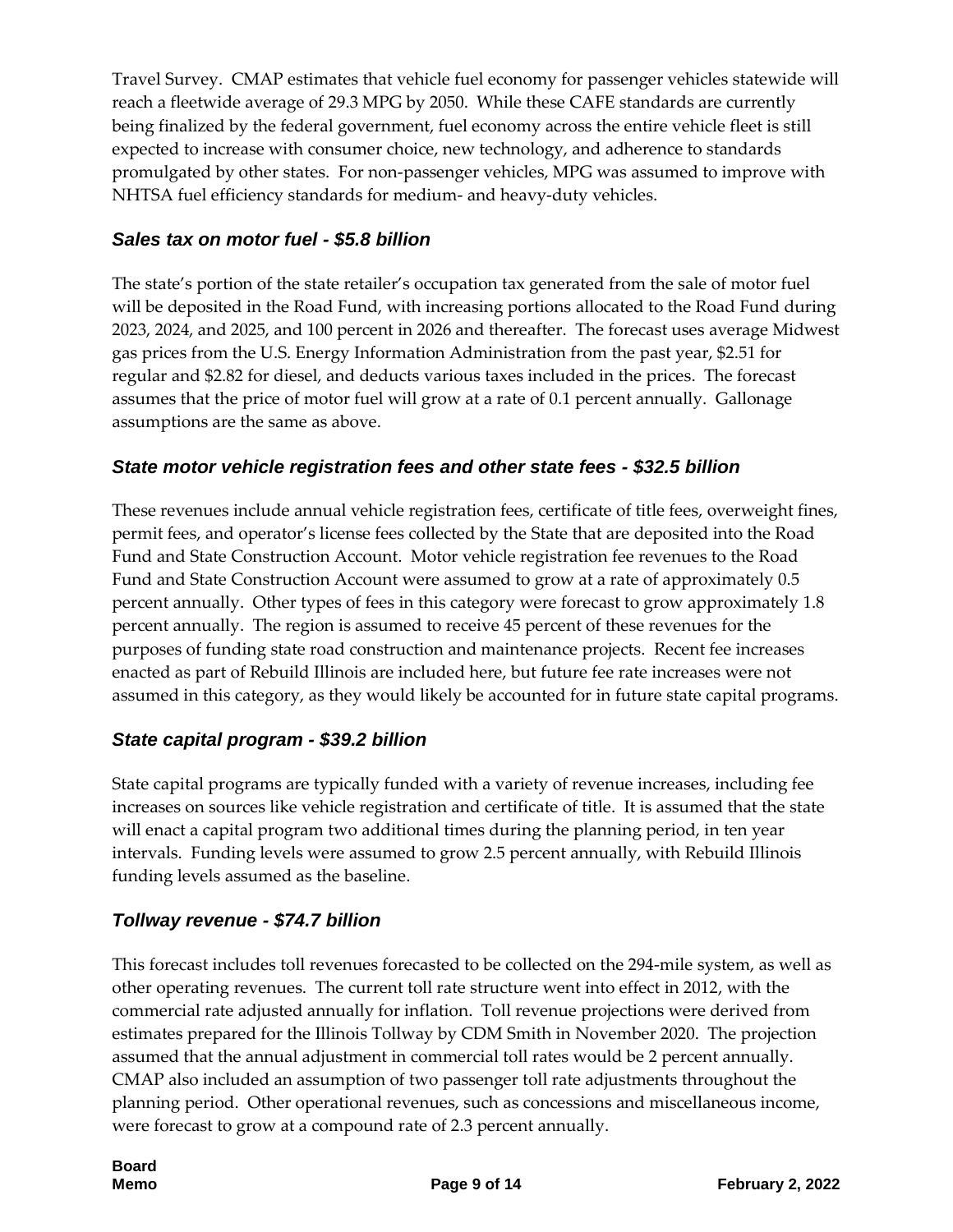Travel Survey. CMAP estimates that vehicle fuel economy for passenger vehicles statewide will reach a fleetwide average of 29.3 MPG by 2050. While these CAFE standards are currently being finalized by the federal government, fuel economy across the entire vehicle fleet is still expected to increase with consumer choice, new technology, and adherence to standards promulgated by other states. For non-passenger vehicles, MPG was assumed to improve with NHTSA fuel efficiency standards for medium- and heavy-duty vehicles.

### *Sales tax on motor fuel - $5.8 billion*

The state's portion of the state retailer's occupation tax generated from the sale of motor fuel will be deposited in the Road Fund, with increasing portions allocated to the Road Fund during 2023, 2024, and 2025, and 100 percent in 2026 and thereafter. The forecast uses average Midwest gas prices from the U.S. Energy Information Administration from the past year, $2.51 for regular and $2.82 for diesel, and deducts various taxes included in the prices. The forecast assumes that the price of motor fuel will grow at a rate of 0.1 percent annually. Gallonage assumptions are the same as above.

### *State motor vehicle registration fees and other state fees - $32.5 billion*

These revenues include annual vehicle registration fees, certificate of title fees, overweight fines, permit fees, and operator's license fees collected by the State that are deposited into the Road Fund and State Construction Account. Motor vehicle registration fee revenues to the Road Fund and State Construction Account were assumed to grow at a rate of approximately 0.5 percent annually. Other types of fees in this category were forecast to grow approximately 1.8 percent annually. The region is assumed to receive 45 percent of these revenues for the purposes of funding state road construction and maintenance projects. Recent fee increases enacted as part of Rebuild Illinois are included here, but future fee rate increases were not assumed in this category, as they would likely be accounted for in future state capital programs.

### *State capital program - $39.2 billion*

State capital programs are typically funded with a variety of revenue increases, including fee increases on sources like vehicle registration and certificate of title. It is assumed that the state will enact a capital program two additional times during the planning period, in ten year intervals. Funding levels were assumed to grow 2.5 percent annually, with Rebuild Illinois funding levels assumed as the baseline.

### *Tollway revenue - $74.7 billion*

This forecast includes toll revenues forecasted to be collected on the 294-mile system, as well as other operating revenues. The current toll rate structure went into effect in 2012, with the commercial rate adjusted annually for inflation. Toll revenue projections were derived from estimates prepared for the Illinois Tollway by CDM Smith in November 2020. The projection assumed that the annual adjustment in commercial toll rates would be 2 percent annually. CMAP also included an assumption of two passenger toll rate adjustments throughout the planning period. Other operational revenues, such as concessions and miscellaneous income, were forecast to grow at a compound rate of 2.3 percent annually.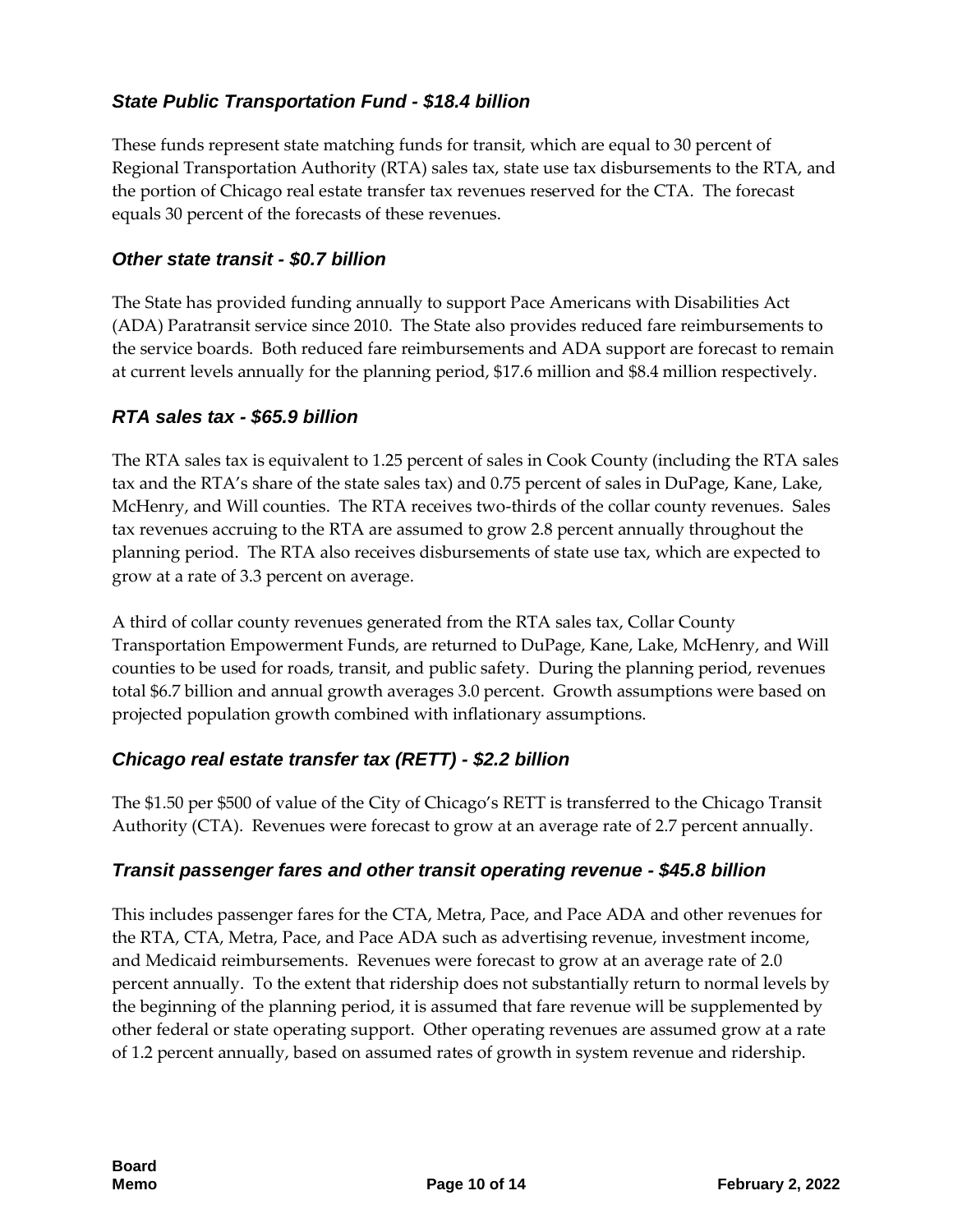### *State Public Transportation Fund - $18.4 billion*

These funds represent state matching funds for transit, which are equal to 30 percent of Regional Transportation Authority (RTA) sales tax, state use tax disbursements to the RTA, and the portion of Chicago real estate transfer tax revenues reserved for the CTA. The forecast equals 30 percent of the forecasts of these revenues.

### *Other state transit - $0.7 billion*

The State has provided funding annually to support Pace Americans with Disabilities Act (ADA) Paratransit service since 2010. The State also provides reduced fare reimbursements to the service boards. Both reduced fare reimbursements and ADA support are forecast to remain at current levels annually for the planning period, $17.6 million and $8.4 million respectively.

### *RTA sales tax - $65.9 billion*

The RTA sales tax is equivalent to 1.25 percent of sales in Cook County (including the RTA sales tax and the RTA's share of the state sales tax) and 0.75 percent of sales in DuPage, Kane, Lake, McHenry, and Will counties. The RTA receives two-thirds of the collar county revenues. Sales tax revenues accruing to the RTA are assumed to grow 2.8 percent annually throughout the planning period. The RTA also receives disbursements of state use tax, which are expected to grow at a rate of 3.3 percent on average.

A third of collar county revenues generated from the RTA sales tax, Collar County Transportation Empowerment Funds, are returned to DuPage, Kane, Lake, McHenry, and Will counties to be used for roads, transit, and public safety. During the planning period, revenues total $6.7 billion and annual growth averages 3.0 percent. Growth assumptions were based on projected population growth combined with inflationary assumptions.

### *Chicago real estate transfer tax (RETT) - $2.2 billion*

The $1.50 per $500 of value of the City of Chicago's RETT is transferred to the Chicago Transit Authority (CTA). Revenues were forecast to grow at an average rate of 2.7 percent annually.

### *Transit passenger fares and other transit operating revenue - $45.8 billion*

This includes passenger fares for the CTA, Metra, Pace, and Pace ADA and other revenues for the RTA, CTA, Metra, Pace, and Pace ADA such as advertising revenue, investment income, and Medicaid reimbursements. Revenues were forecast to grow at an average rate of 2.0 percent annually. To the extent that ridership does not substantially return to normal levels by the beginning of the planning period, it is assumed that fare revenue will be supplemented by other federal or state operating support. Other operating revenues are assumed grow at a rate of 1.2 percent annually, based on assumed rates of growth in system revenue and ridership.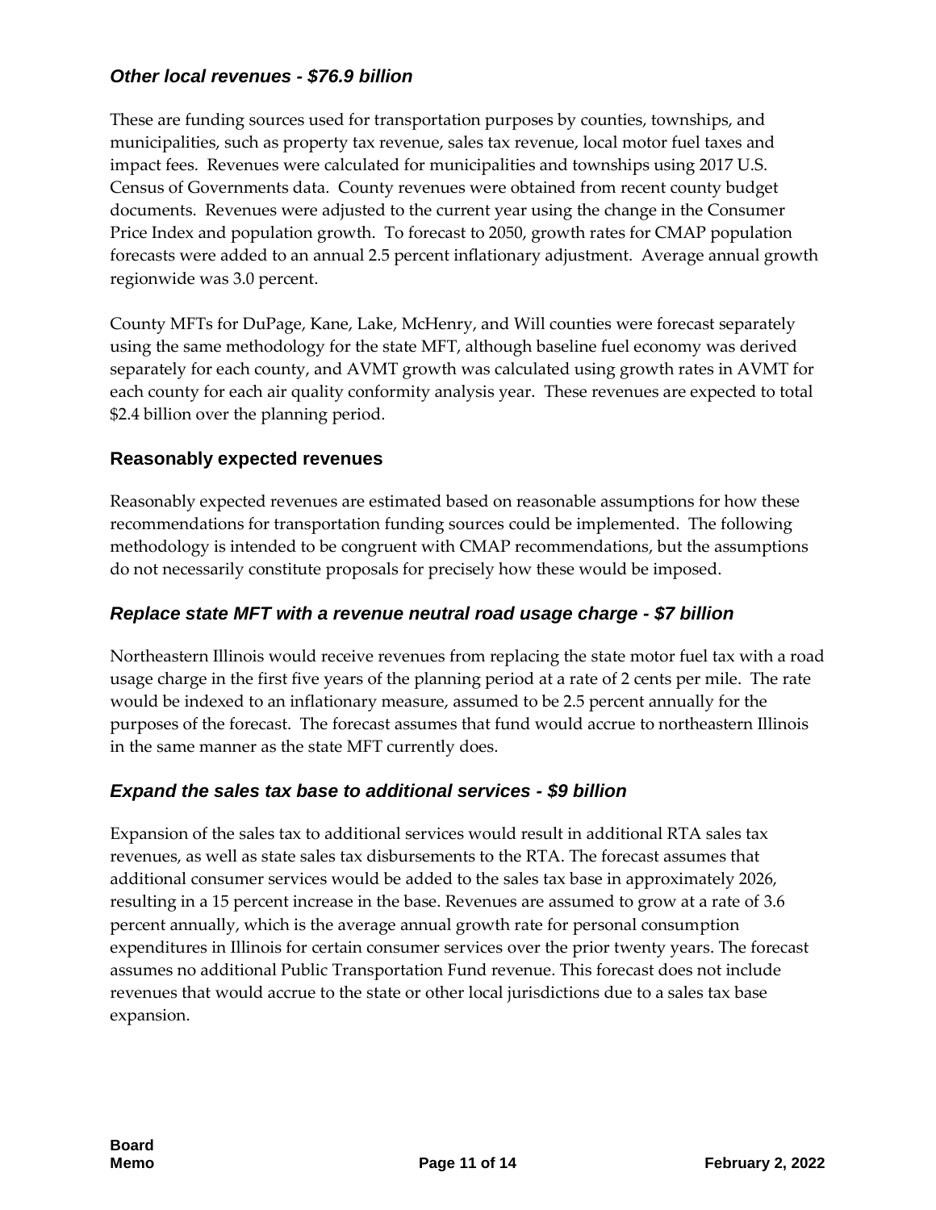### *Other local revenues - $76.9 billion*

These are funding sources used for transportation purposes by counties, townships, and municipalities, such as property tax revenue, sales tax revenue, local motor fuel taxes and impact fees. Revenues were calculated for municipalities and townships using 2017 U.S. Census of Governments data. County revenues were obtained from recent county budget documents. Revenues were adjusted to the current year using the change in the Consumer Price Index and population growth. To forecast to 2050, growth rates for CMAP population forecasts were added to an annual 2.5 percent inflationary adjustment. Average annual growth regionwide was 3.0 percent.

County MFTs for DuPage, Kane, Lake, McHenry, and Will counties were forecast separately using the same methodology for the state MFT, although baseline fuel economy was derived separately for each county, and AVMT growth was calculated using growth rates in AVMT for each county for each air quality conformity analysis year. These revenues are expected to total $2.4 billion over the planning period.

## Reasonably expected revenues

Reasonably expected revenues are estimated based on reasonable assumptions for how these recommendations for transportation funding sources could be implemented. The following methodology is intended to be congruent with CMAP recommendations, but the assumptions do not necessarily constitute proposals for precisely how these would be imposed.

### *Replace state MFT with a revenue neutral road usage charge - $7 billion*

Northeastern Illinois would receive revenues from replacing the state motor fuel tax with a road usage charge in the first five years of the planning period at a rate of 2 cents per mile. The rate would be indexed to an inflationary measure, assumed to be 2.5 percent annually for the purposes of the forecast. The forecast assumes that fund would accrue to northeastern Illinois in the same manner as the state MFT currently does.

### *Expand the sales tax base to additional services - $9 billion*

Expansion of the sales tax to additional services would result in additional RTA sales tax revenues, as well as state sales tax disbursements to the RTA. The forecast assumes that additional consumer services would be added to the sales tax base in approximately 2026, resulting in a 15 percent increase in the base. Revenues are assumed to grow at a rate of 3.6 percent annually, which is the average annual growth rate for personal consumption expenditures in Illinois for certain consumer services over the prior twenty years. The forecast assumes no additional Public Transportation Fund revenue. This forecast does not include revenues that would accrue to the state or other local jurisdictions due to a sales tax base expansion.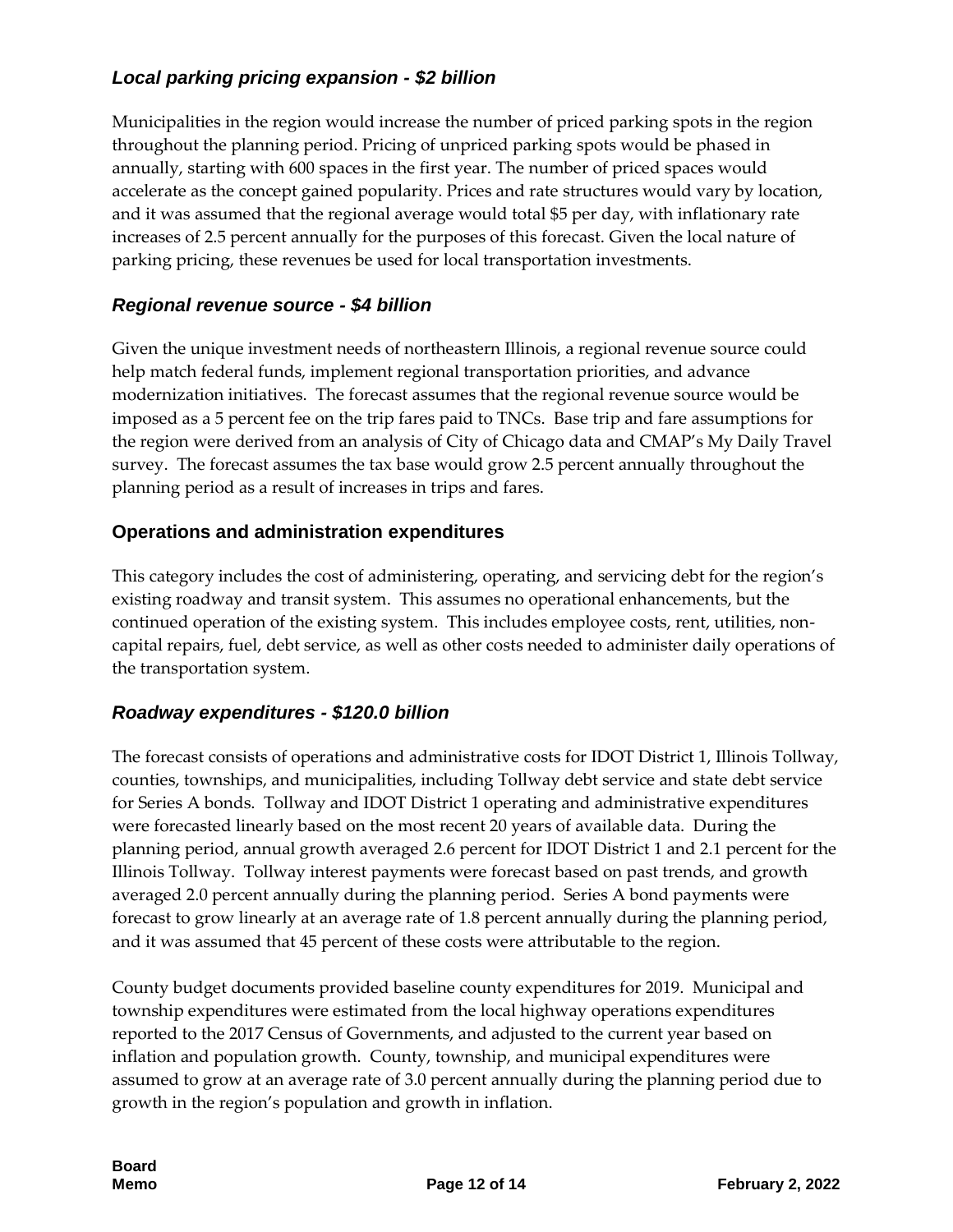### *Local parking pricing expansion - $2 billion*

Municipalities in the region would increase the number of priced parking spots in the region throughout the planning period. Pricing of unpriced parking spots would be phased in annually, starting with 600 spaces in the first year. The number of priced spaces would accelerate as the concept gained popularity. Prices and rate structures would vary by location, and it was assumed that the regional average would total $5 per day, with inflationary rate increases of 2.5 percent annually for the purposes of this forecast. Given the local nature of parking pricing, these revenues be used for local transportation investments.

### *Regional revenue source - $4 billion*

Given the unique investment needs of northeastern Illinois, a regional revenue source could help match federal funds, implement regional transportation priorities, and advance modernization initiatives. The forecast assumes that the regional revenue source would be imposed as a 5 percent fee on the trip fares paid to TNCs. Base trip and fare assumptions for the region were derived from an analysis of City of Chicago data and CMAP's My Daily Travel survey. The forecast assumes the tax base would grow 2.5 percent annually throughout the planning period as a result of increases in trips and fares.

## Operations and administration expenditures

This category includes the cost of administering, operating, and servicing debt for the region's existing roadway and transit system. This assumes no operational enhancements, but the continued operation of the existing system. This includes employee costs, rent, utilities, non-capital repairs, fuel, debt service, as well as other costs needed to administer daily operations of the transportation system.

### *Roadway expenditures - $120.0 billion*

The forecast consists of operations and administrative costs for IDOT District 1, Illinois Tollway, counties, townships, and municipalities, including Tollway debt service and state debt service for Series A bonds. Tollway and IDOT District 1 operating and administrative expenditures were forecasted linearly based on the most recent 20 years of available data. During the planning period, annual growth averaged 2.6 percent for IDOT District 1 and 2.1 percent for the Illinois Tollway. Tollway interest payments were forecast based on past trends, and growth averaged 2.0 percent annually during the planning period. Series A bond payments were forecast to grow linearly at an average rate of 1.8 percent annually during the planning period, and it was assumed that 45 percent of these costs were attributable to the region.

County budget documents provided baseline county expenditures for 2019. Municipal and township expenditures were estimated from the local highway operations expenditures reported to the 2017 Census of Governments, and adjusted to the current year based on inflation and population growth. County, township, and municipal expenditures were assumed to grow at an average rate of 3.0 percent annually during the planning period due to growth in the region's population and growth in inflation.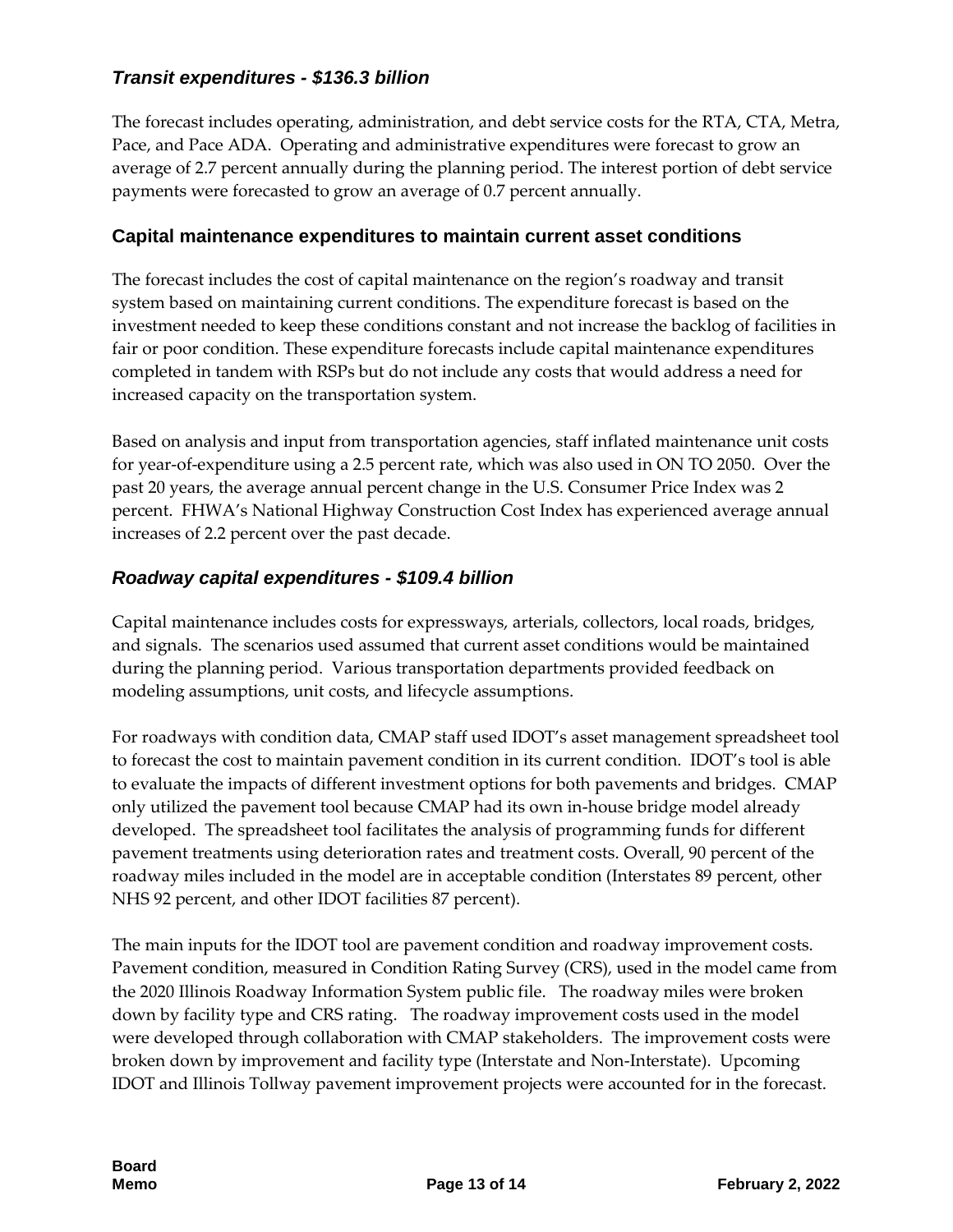### *Transit expenditures - $136.3 billion*

The forecast includes operating, administration, and debt service costs for the RTA, CTA, Metra, Pace, and Pace ADA. Operating and administrative expenditures were forecast to grow an average of 2.7 percent annually during the planning period. The interest portion of debt service payments were forecasted to grow an average of 0.7 percent annually.

## Capital maintenance expenditures to maintain current asset conditions

The forecast includes the cost of capital maintenance on the region's roadway and transit system based on maintaining current conditions. The expenditure forecast is based on the investment needed to keep these conditions constant and not increase the backlog of facilities in fair or poor condition. These expenditure forecasts include capital maintenance expenditures completed in tandem with RSPs but do not include any costs that would address a need for increased capacity on the transportation system.

Based on analysis and input from transportation agencies, staff inflated maintenance unit costs for year-of-expenditure using a 2.5 percent rate, which was also used in ON TO 2050. Over the past 20 years, the average annual percent change in the U.S. Consumer Price Index was 2 percent. FHWA's National Highway Construction Cost Index has experienced average annual increases of 2.2 percent over the past decade.

### *Roadway capital expenditures - $109.4 billion*

Capital maintenance includes costs for expressways, arterials, collectors, local roads, bridges, and signals. The scenarios used assumed that current asset conditions would be maintained during the planning period. Various transportation departments provided feedback on modeling assumptions, unit costs, and lifecycle assumptions.

For roadways with condition data, CMAP staff used IDOT's asset management spreadsheet tool to forecast the cost to maintain pavement condition in its current condition. IDOT's tool is able to evaluate the impacts of different investment options for both pavements and bridges. CMAP only utilized the pavement tool because CMAP had its own in-house bridge model already developed. The spreadsheet tool facilitates the analysis of programming funds for different pavement treatments using deterioration rates and treatment costs. Overall, 90 percent of the roadway miles included in the model are in acceptable condition (Interstates 89 percent, other NHS 92 percent, and other IDOT facilities 87 percent).

The main inputs for the IDOT tool are pavement condition and roadway improvement costs. Pavement condition, measured in Condition Rating Survey (CRS), used in the model came from the 2020 Illinois Roadway Information System public file. The roadway miles were broken down by facility type and CRS rating. The roadway improvement costs used in the model were developed through collaboration with CMAP stakeholders. The improvement costs were broken down by improvement and facility type (Interstate and Non-Interstate). Upcoming IDOT and Illinois Tollway pavement improvement projects were accounted for in the forecast.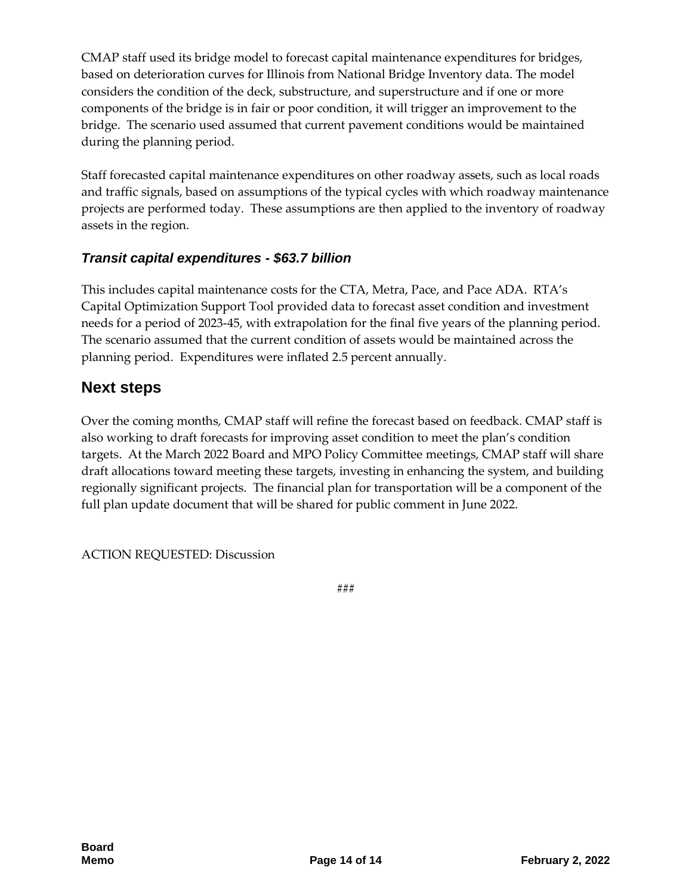CMAP staff used its bridge model to forecast capital maintenance expenditures for bridges, based on deterioration curves for Illinois from National Bridge Inventory data. The model considers the condition of the deck, substructure, and superstructure and if one or more components of the bridge is in fair or poor condition, it will trigger an improvement to the bridge. The scenario used assumed that current pavement conditions would be maintained during the planning period.

Staff forecasted capital maintenance expenditures on other roadway assets, such as local roads and traffic signals, based on assumptions of the typical cycles with which roadway maintenance projects are performed today. These assumptions are then applied to the inventory of roadway assets in the region.

### *Transit capital expenditures - $63.7 billion*

This includes capital maintenance costs for the CTA, Metra, Pace, and Pace ADA. RTA's Capital Optimization Support Tool provided data to forecast asset condition and investment needs for a period of 2023-45, with extrapolation for the final five years of the planning period. The scenario assumed that the current condition of assets would be maintained across the planning period. Expenditures were inflated 2.5 percent annually.

## Next steps

Over the coming months, CMAP staff will refine the forecast based on feedback. CMAP staff is also working to draft forecasts for improving asset condition to meet the plan's condition targets. At the March 2022 Board and MPO Policy Committee meetings, CMAP staff will share draft allocations toward meeting these targets, investing in enhancing the system, and building regionally significant projects. The financial plan for transportation will be a component of the full plan update document that will be shared for public comment in June 2022.

ACTION REQUESTED: Discussion

###